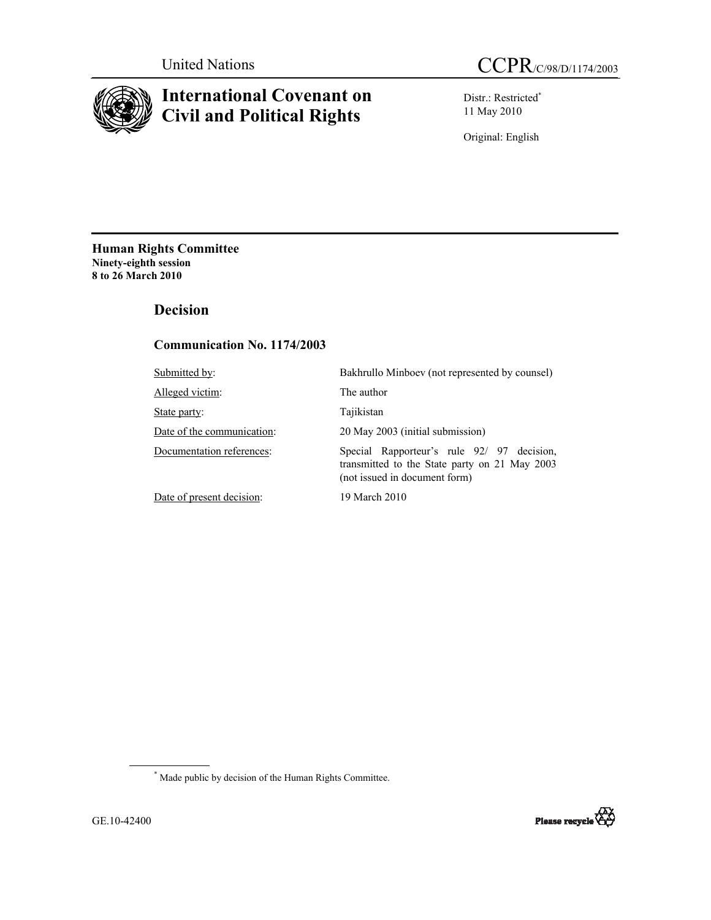United Nations

# CCPR/C/98/D/1174/2003

## International Covenant on Civil and Political Rights

Distr.: Restricted*
11 May 2010

Original: English

**Human Rights Committee**
**Ninety-eighth session**
**8 to 26 March 2010**

## Decision

### Communication No. 1174/2003

| | |
|---|---|
| Submitted by: | Bakhrullo Minboev (not represented by counsel) |
| Alleged victim: | The author |
| State party: | Tajikistan |
| Date of the communication: | 20 May 2003 (initial submission) |
| Documentation references: | Special Rapporteur's rule 92/ 97 decision, transmitted to the State party on 21 May 2003 (not issued in document form) |
| Date of present decision: | 19 March 2010 |

* Made public by decision of the Human Rights Committee.

GE.10-42400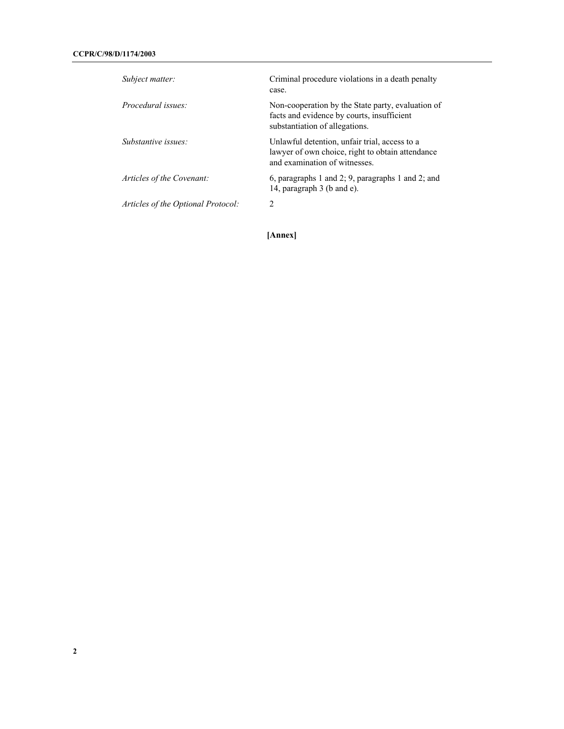*Subject matter:* Criminal procedure violations in a death penalty case.

*Procedural issues:* Non-cooperation by the State party, evaluation of facts and evidence by courts, insufficient substantiation of allegations.

*Substantive issues:* Unlawful detention, unfair trial, access to a lawyer of own choice, right to obtain attendance and examination of witnesses.

*Articles of the Covenant:* 6, paragraphs 1 and 2; 9, paragraphs 1 and 2; and 14, paragraph 3 (b and e).

*Articles of the Optional Protocol:* 2

**[Annex]**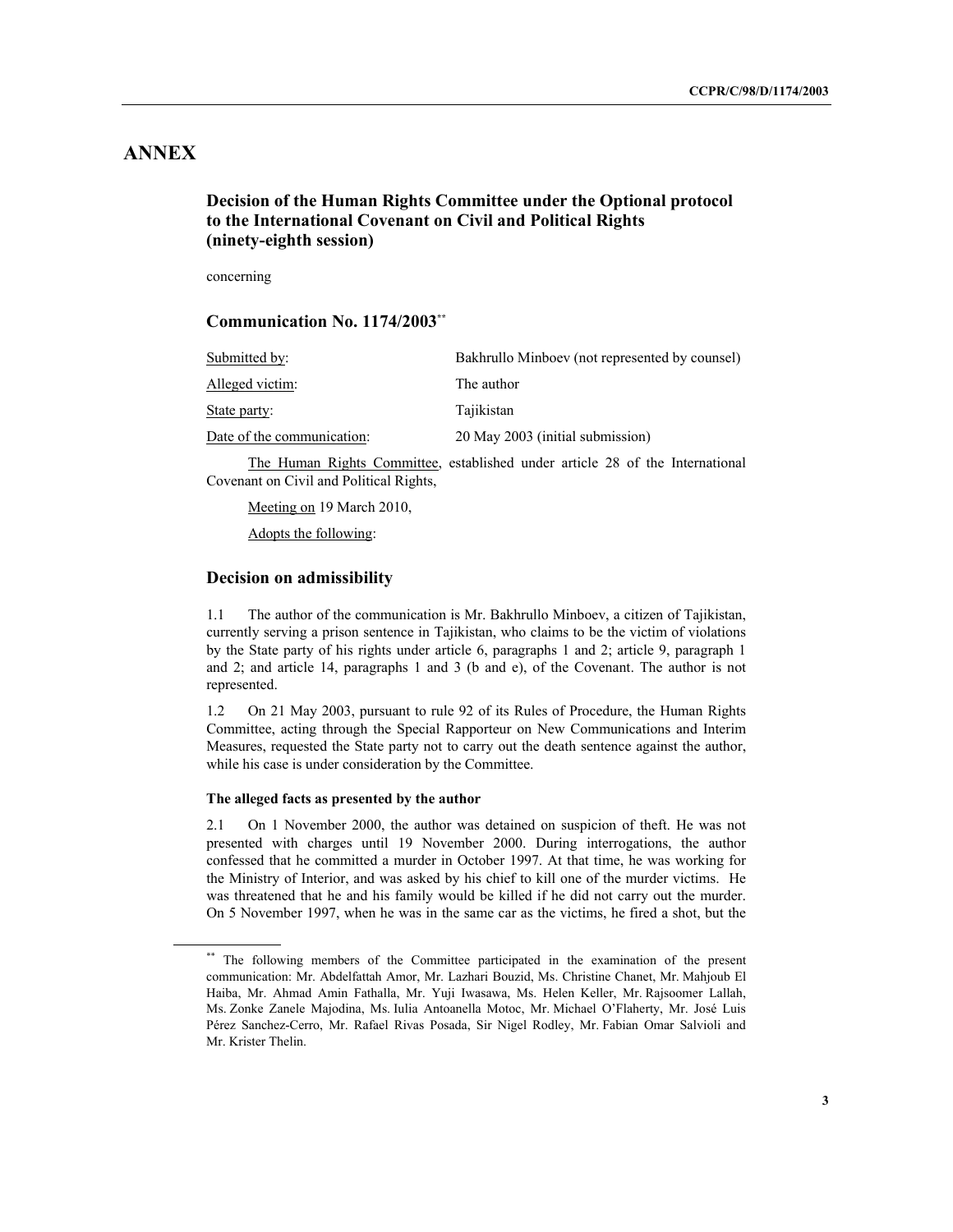# ANNEX

## Decision of the Human Rights Committee under the Optional protocol to the International Covenant on Civil and Political Rights (ninety-eighth session)

concerning

## Communication No. 1174/2003[**]

| | |
|---|---|
| Submitted by: | Bakhrullo Minboev (not represented by counsel) |
| Alleged victim: | The author |
| State party: | Tajikistan |
| Date of the communication: | 20 May 2003 (initial submission) |

The Human Rights Committee, established under article 28 of the International Covenant on Civil and Political Rights,

Meeting on 19 March 2010,

Adopts the following:

## Decision on admissibility

1.1 The author of the communication is Mr. Bakhrullo Minboev, a citizen of Tajikistan, currently serving a prison sentence in Tajikistan, who claims to be the victim of violations by the State party of his rights under article 6, paragraphs 1 and 2; article 9, paragraph 1 and 2; and article 14, paragraphs 1 and 3 (b and e), of the Covenant. The author is not represented.

1.2 On 21 May 2003, pursuant to rule 92 of its Rules of Procedure, the Human Rights Committee, acting through the Special Rapporteur on New Communications and Interim Measures, requested the State party not to carry out the death sentence against the author, while his case is under consideration by the Committee.

**The alleged facts as presented by the author**

2.1 On 1 November 2000, the author was detained on suspicion of theft. He was not presented with charges until 19 November 2000. During interrogations, the author confessed that he committed a murder in October 1997. At that time, he was working for the Ministry of Interior, and was asked by his chief to kill one of the murder victims. He was threatened that he and his family would be killed if he did not carry out the murder. On 5 November 1997, when he was in the same car as the victims, he fired a shot, but the

---

[**] The following members of the Committee participated in the examination of the present communication: Mr. Abdelfattah Amor, Mr. Lazhari Bouzid, Ms. Christine Chanet, Mr. Mahjoub El Haiba, Mr. Ahmad Amin Fathalla, Mr. Yuji Iwasawa, Ms. Helen Keller, Mr. Rajsoomer Lallah, Ms. Zonke Zanele Majodina, Ms. Iulia Antoanella Motoc, Mr. Michael O'Flaherty, Mr. José Luis Pérez Sanchez-Cerro, Mr. Rafael Rivas Posada, Sir Nigel Rodley, Mr. Fabian Omar Salvioli and Mr. Krister Thelin.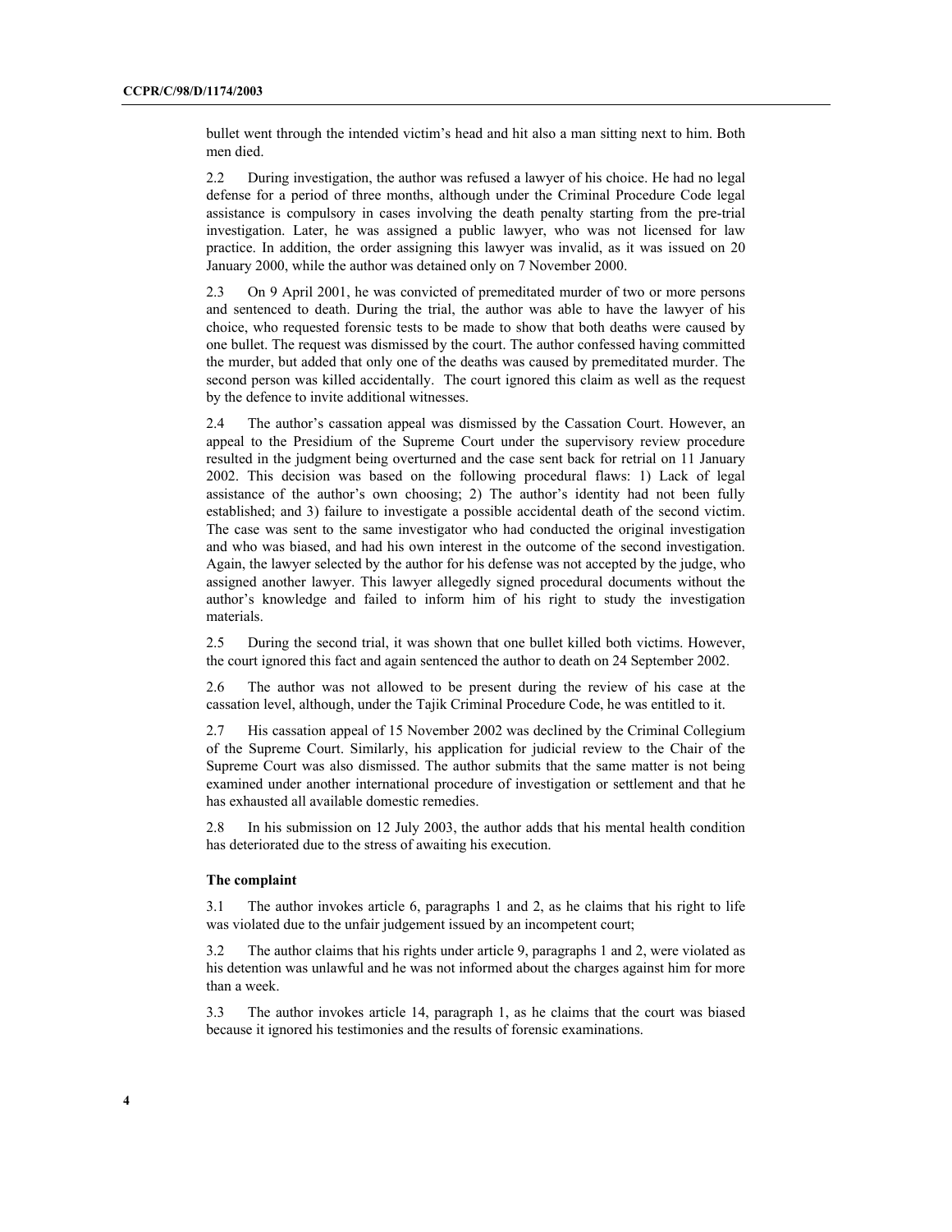bullet went through the intended victim's head and hit also a man sitting next to him. Both men died.

2.2 During investigation, the author was refused a lawyer of his choice. He had no legal defense for a period of three months, although under the Criminal Procedure Code legal assistance is compulsory in cases involving the death penalty starting from the pre-trial investigation. Later, he was assigned a public lawyer, who was not licensed for law practice. In addition, the order assigning this lawyer was invalid, as it was issued on 20 January 2000, while the author was detained only on 7 November 2000.

2.3 On 9 April 2001, he was convicted of premeditated murder of two or more persons and sentenced to death. During the trial, the author was able to have the lawyer of his choice, who requested forensic tests to be made to show that both deaths were caused by one bullet. The request was dismissed by the court. The author confessed having committed the murder, but added that only one of the deaths was caused by premeditated murder. The second person was killed accidentally. The court ignored this claim as well as the request by the defence to invite additional witnesses.

2.4 The author's cassation appeal was dismissed by the Cassation Court. However, an appeal to the Presidium of the Supreme Court under the supervisory review procedure resulted in the judgment being overturned and the case sent back for retrial on 11 January 2002. This decision was based on the following procedural flaws: 1) Lack of legal assistance of the author's own choosing; 2) The author's identity had not been fully established; and 3) failure to investigate a possible accidental death of the second victim. The case was sent to the same investigator who had conducted the original investigation and who was biased, and had his own interest in the outcome of the second investigation. Again, the lawyer selected by the author for his defense was not accepted by the judge, who assigned another lawyer. This lawyer allegedly signed procedural documents without the author's knowledge and failed to inform him of his right to study the investigation materials.

2.5 During the second trial, it was shown that one bullet killed both victims. However, the court ignored this fact and again sentenced the author to death on 24 September 2002.

2.6 The author was not allowed to be present during the review of his case at the cassation level, although, under the Tajik Criminal Procedure Code, he was entitled to it.

2.7 His cassation appeal of 15 November 2002 was declined by the Criminal Collegium of the Supreme Court. Similarly, his application for judicial review to the Chair of the Supreme Court was also dismissed. The author submits that the same matter is not being examined under another international procedure of investigation or settlement and that he has exhausted all available domestic remedies.

2.8 In his submission on 12 July 2003, the author adds that his mental health condition has deteriorated due to the stress of awaiting his execution.

**The complaint**

3.1 The author invokes article 6, paragraphs 1 and 2, as he claims that his right to life was violated due to the unfair judgement issued by an incompetent court;

3.2 The author claims that his rights under article 9, paragraphs 1 and 2, were violated as his detention was unlawful and he was not informed about the charges against him for more than a week.

3.3 The author invokes article 14, paragraph 1, as he claims that the court was biased because it ignored his testimonies and the results of forensic examinations.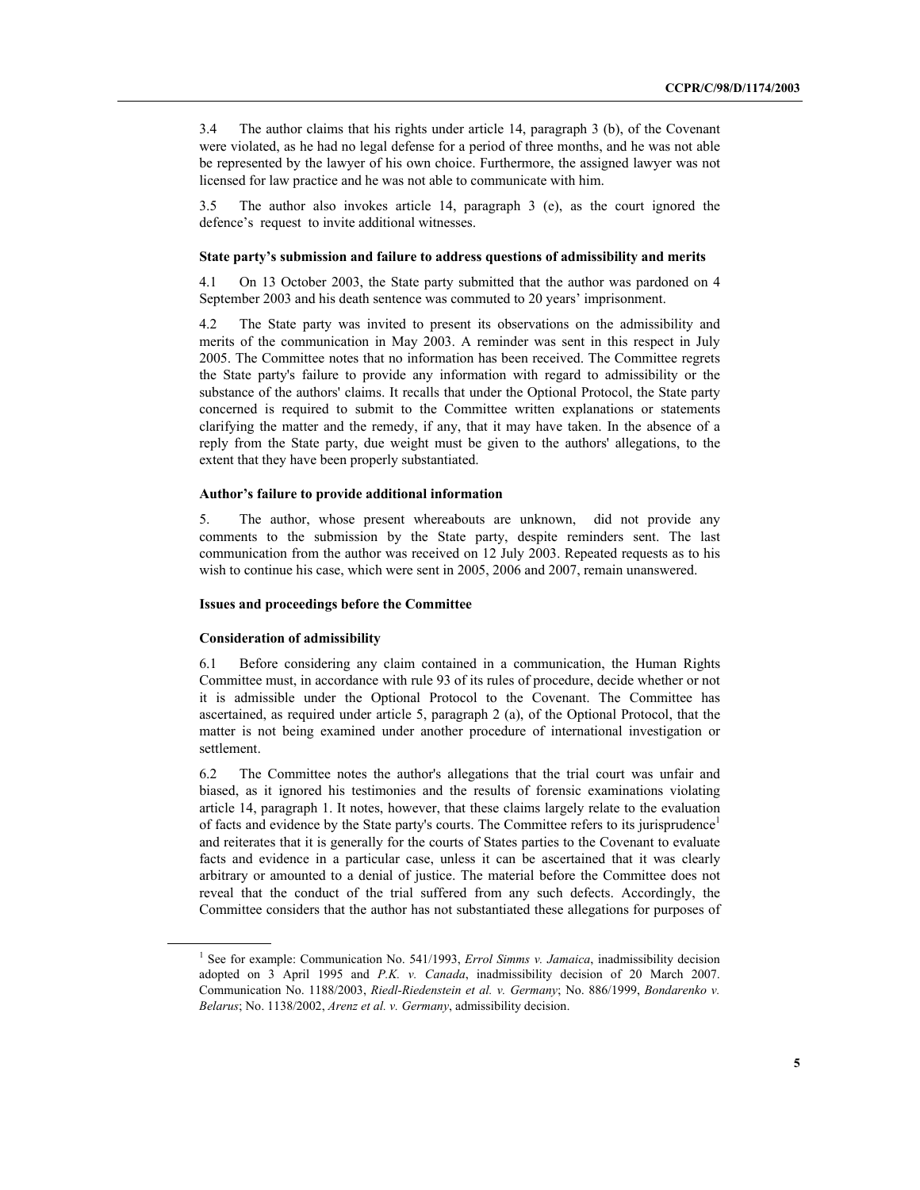3.4 The author claims that his rights under article 14, paragraph 3 (b), of the Covenant were violated, as he had no legal defense for a period of three months, and he was not able be represented by the lawyer of his own choice. Furthermore, the assigned lawyer was not licensed for law practice and he was not able to communicate with him.

3.5 The author also invokes article 14, paragraph 3 (e), as the court ignored the defence's request to invite additional witnesses.

**State party's submission and failure to address questions of admissibility and merits**

4.1 On 13 October 2003, the State party submitted that the author was pardoned on 4 September 2003 and his death sentence was commuted to 20 years' imprisonment.

4.2 The State party was invited to present its observations on the admissibility and merits of the communication in May 2003. A reminder was sent in this respect in July 2005. The Committee notes that no information has been received. The Committee regrets the State party's failure to provide any information with regard to admissibility or the substance of the authors' claims. It recalls that under the Optional Protocol, the State party concerned is required to submit to the Committee written explanations or statements clarifying the matter and the remedy, if any, that it may have taken. In the absence of a reply from the State party, due weight must be given to the authors' allegations, to the extent that they have been properly substantiated.

**Author's failure to provide additional information**

5. The author, whose present whereabouts are unknown, did not provide any comments to the submission by the State party, despite reminders sent. The last communication from the author was received on 12 July 2003. Repeated requests as to his wish to continue his case, which were sent in 2005, 2006 and 2007, remain unanswered.

**Issues and proceedings before the Committee**

**Consideration of admissibility**

6.1 Before considering any claim contained in a communication, the Human Rights Committee must, in accordance with rule 93 of its rules of procedure, decide whether or not it is admissible under the Optional Protocol to the Covenant. The Committee has ascertained, as required under article 5, paragraph 2 (a), of the Optional Protocol, that the matter is not being examined under another procedure of international investigation or settlement.

6.2 The Committee notes the author's allegations that the trial court was unfair and biased, as it ignored his testimonies and the results of forensic examinations violating article 14, paragraph 1. It notes, however, that these claims largely relate to the evaluation of facts and evidence by the State party's courts. The Committee refers to its jurisprudence[1] and reiterates that it is generally for the courts of States parties to the Covenant to evaluate facts and evidence in a particular case, unless it can be ascertained that it was clearly arbitrary or amounted to a denial of justice. The material before the Committee does not reveal that the conduct of the trial suffered from any such defects. Accordingly, the Committee considers that the author has not substantiated these allegations for purposes of

---

[1] See for example: Communication No. 541/1993, *Errol Simms v. Jamaica*, inadmissibility decision adopted on 3 April 1995 and *P.K. v. Canada*, inadmissibility decision of 20 March 2007. Communication No. 1188/2003, *Riedl-Riedenstein et al. v. Germany*; No. 886/1999, *Bondarenko v. Belarus*; No. 1138/2002, *Arenz et al. v. Germany*, admissibility decision.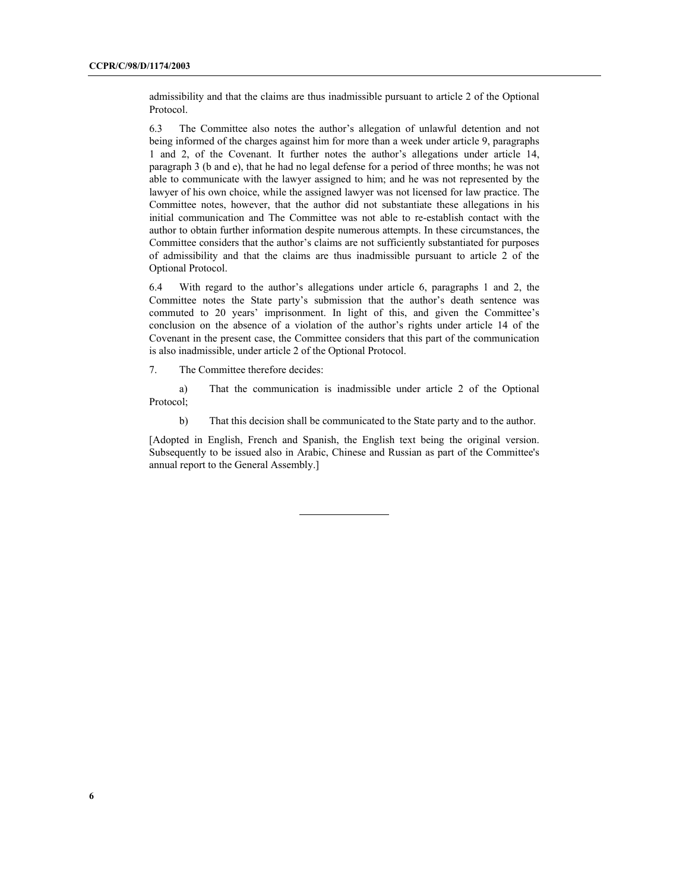admissibility and that the claims are thus inadmissible pursuant to article 2 of the Optional Protocol.

6.3 The Committee also notes the author's allegation of unlawful detention and not being informed of the charges against him for more than a week under article 9, paragraphs 1 and 2, of the Covenant. It further notes the author's allegations under article 14, paragraph 3 (b and e), that he had no legal defense for a period of three months; he was not able to communicate with the lawyer assigned to him; and he was not represented by the lawyer of his own choice, while the assigned lawyer was not licensed for law practice. The Committee notes, however, that the author did not substantiate these allegations in his initial communication and The Committee was not able to re-establish contact with the author to obtain further information despite numerous attempts. In these circumstances, the Committee considers that the author's claims are not sufficiently substantiated for purposes of admissibility and that the claims are thus inadmissible pursuant to article 2 of the Optional Protocol.

6.4 With regard to the author's allegations under article 6, paragraphs 1 and 2, the Committee notes the State party's submission that the author's death sentence was commuted to 20 years' imprisonment. In light of this, and given the Committee's conclusion on the absence of a violation of the author's rights under article 14 of the Covenant in the present case, the Committee considers that this part of the communication is also inadmissible, under article 2 of the Optional Protocol.

7. The Committee therefore decides:

a) That the communication is inadmissible under article 2 of the Optional Protocol;

b) That this decision shall be communicated to the State party and to the author.

[Adopted in English, French and Spanish, the English text being the original version. Subsequently to be issued also in Arabic, Chinese and Russian as part of the Committee's annual report to the General Assembly.]